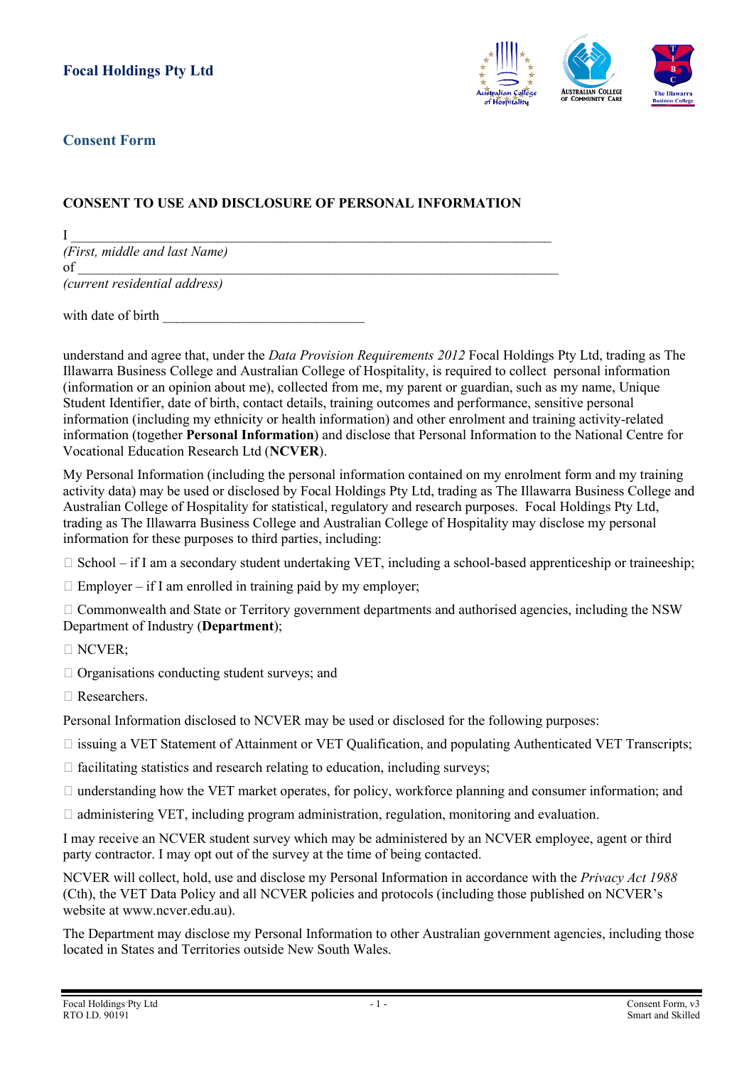**Focal Holdings Pty Ltd**

## Consent Form

### CONSENT TO USE AND DISCLOSURE OF PERSONAL INFORMATION

I ___________________________________________________________________
*(First, middle and last Name)*
of ___________________________________________________________________
*(current residential address)*

with date of birth ____________________________

understand and agree that, under the *Data Provision Requirements 2012* Focal Holdings Pty Ltd, trading as The Illawarra Business College and Australian College of Hospitality, is required to collect personal information (information or an opinion about me), collected from me, my parent or guardian, such as my name, Unique Student Identifier, date of birth, contact details, training outcomes and performance, sensitive personal information (including my ethnicity or health information) and other enrolment and training activity-related information (together **Personal Information**) and disclose that Personal Information to the National Centre for Vocational Education Research Ltd (**NCVER**).

My Personal Information (including the personal information contained on my enrolment form and my training activity data) may be used or disclosed by Focal Holdings Pty Ltd, trading as The Illawarra Business College and Australian College of Hospitality for statistical, regulatory and research purposes. Focal Holdings Pty Ltd, trading as The Illawarra Business College and Australian College of Hospitality may disclose my personal information for these purposes to third parties, including:

- School – if I am a secondary student undertaking VET, including a school-based apprenticeship or traineeship;
- Employer – if I am enrolled in training paid by my employer;
- Commonwealth and State or Territory government departments and authorised agencies, including the NSW Department of Industry (**Department**);
- NCVER;
- Organisations conducting student surveys; and
- Researchers.

Personal Information disclosed to NCVER may be used or disclosed for the following purposes:

- issuing a VET Statement of Attainment or VET Qualification, and populating Authenticated VET Transcripts;
- facilitating statistics and research relating to education, including surveys;
- understanding how the VET market operates, for policy, workforce planning and consumer information; and
- administering VET, including program administration, regulation, monitoring and evaluation.

I may receive an NCVER student survey which may be administered by an NCVER employee, agent or third party contractor. I may opt out of the survey at the time of being contacted.

NCVER will collect, hold, use and disclose my Personal Information in accordance with the *Privacy Act 1988* (Cth), the VET Data Policy and all NCVER policies and protocols (including those published on NCVER's website at www.ncver.edu.au).

The Department may disclose my Personal Information to other Australian government agencies, including those located in States and Territories outside New South Wales.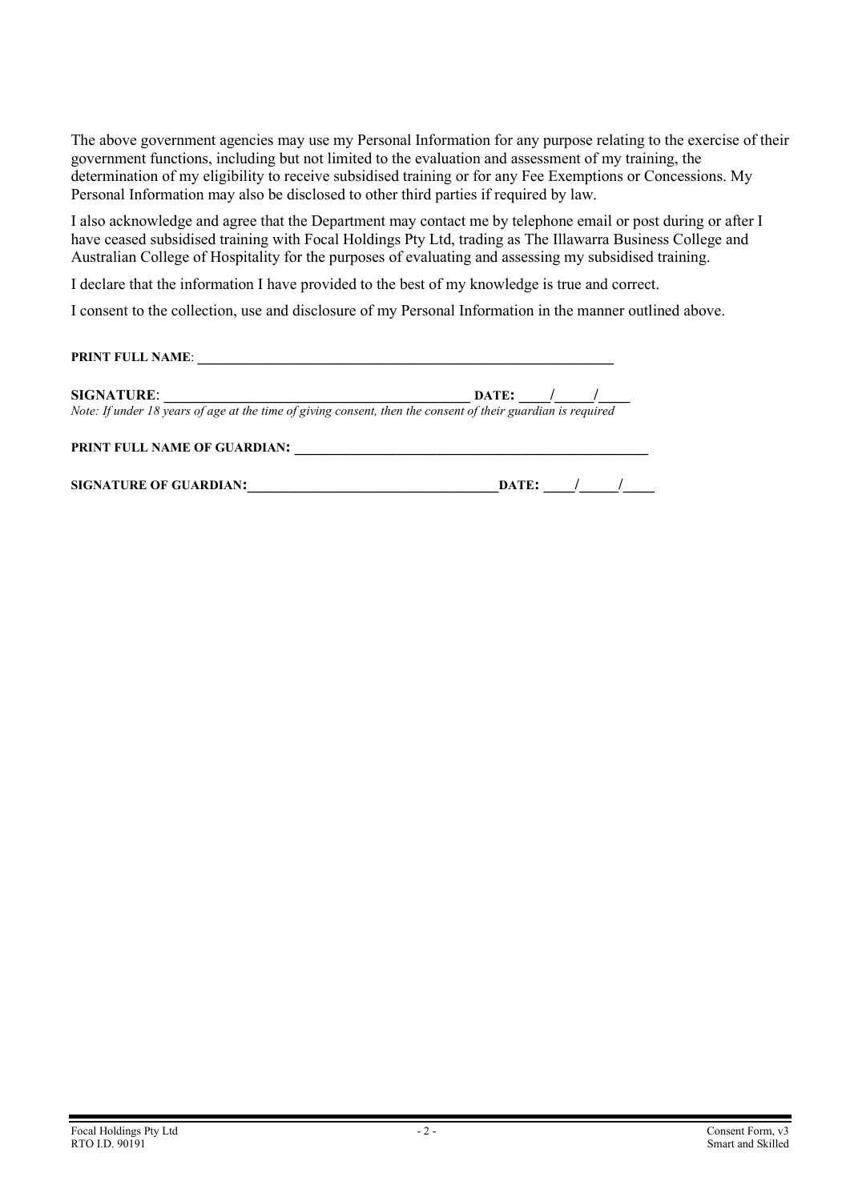The above government agencies may use my Personal Information for any purpose relating to the exercise of their government functions, including but not limited to the evaluation and assessment of my training, the determination of my eligibility to receive subsidised training or for any Fee Exemptions or Concessions. My Personal Information may also be disclosed to other third parties if required by law.

I also acknowledge and agree that the Department may contact me by telephone email or post during or after I have ceased subsidised training with Focal Holdings Pty Ltd, trading as The Illawarra Business College and Australian College of Hospitality for the purposes of evaluating and assessing my subsidised training.

I declare that the information I have provided to the best of my knowledge is true and correct.

I consent to the collection, use and disclosure of my Personal Information in the manner outlined above.

**PRINT FULL NAME**: ______________________________________________________________

**SIGNATURE**: ___________________________________________ **DATE:** ____/_____/____

*Note: If under 18 years of age at the time of giving consent, then the consent of their guardian is required*

**PRINT FULL NAME OF GUARDIAN:** ____________________________________________________

**SIGNATURE OF GUARDIAN:**___________________________________**DATE:** ____/_____/____